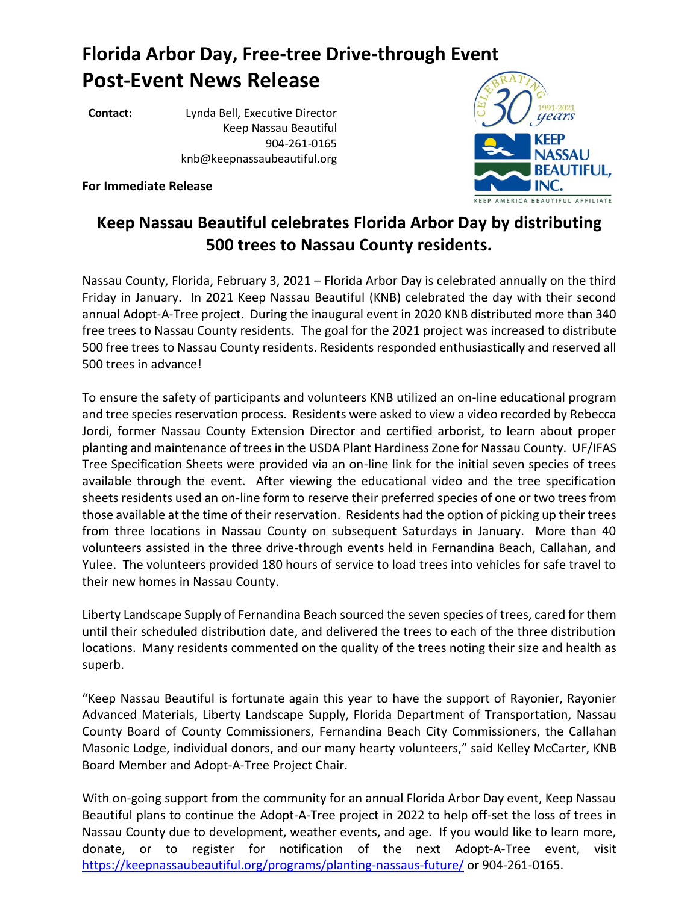# Florida Arbor Day, Free-tree Drive-through Event
# Post-Event News Release

**Contact:** Lynda Bell, Executive Director
Keep Nassau Beautiful
904-261-0165
knb@keepnassaubeautiful.org

**For Immediate Release**

## Keep Nassau Beautiful celebrates Florida Arbor Day by distributing 500 trees to Nassau County residents.

Nassau County, Florida, February 3, 2021 – Florida Arbor Day is celebrated annually on the third Friday in January. In 2021 Keep Nassau Beautiful (KNB) celebrated the day with their second annual Adopt-A-Tree project. During the inaugural event in 2020 KNB distributed more than 340 free trees to Nassau County residents. The goal for the 2021 project was increased to distribute 500 free trees to Nassau County residents. Residents responded enthusiastically and reserved all 500 trees in advance!

To ensure the safety of participants and volunteers KNB utilized an on-line educational program and tree species reservation process. Residents were asked to view a video recorded by Rebecca Jordi, former Nassau County Extension Director and certified arborist, to learn about proper planting and maintenance of trees in the USDA Plant Hardiness Zone for Nassau County. UF/IFAS Tree Specification Sheets were provided via an on-line link for the initial seven species of trees available through the event. After viewing the educational video and the tree specification sheets residents used an on-line form to reserve their preferred species of one or two trees from those available at the time of their reservation. Residents had the option of picking up their trees from three locations in Nassau County on subsequent Saturdays in January. More than 40 volunteers assisted in the three drive-through events held in Fernandina Beach, Callahan, and Yulee. The volunteers provided 180 hours of service to load trees into vehicles for safe travel to their new homes in Nassau County.

Liberty Landscape Supply of Fernandina Beach sourced the seven species of trees, cared for them until their scheduled distribution date, and delivered the trees to each of the three distribution locations. Many residents commented on the quality of the trees noting their size and health as superb.

"Keep Nassau Beautiful is fortunate again this year to have the support of Rayonier, Rayonier Advanced Materials, Liberty Landscape Supply, Florida Department of Transportation, Nassau County Board of County Commissioners, Fernandina Beach City Commissioners, the Callahan Masonic Lodge, individual donors, and our many hearty volunteers," said Kelley McCarter, KNB Board Member and Adopt-A-Tree Project Chair.

With on-going support from the community for an annual Florida Arbor Day event, Keep Nassau Beautiful plans to continue the Adopt-A-Tree project in 2022 to help off-set the loss of trees in Nassau County due to development, weather events, and age. If you would like to learn more, donate, or to register for notification of the next Adopt-A-Tree event, visit https://keepnassaubeautiful.org/programs/planting-nassaus-future/ or 904-261-0165.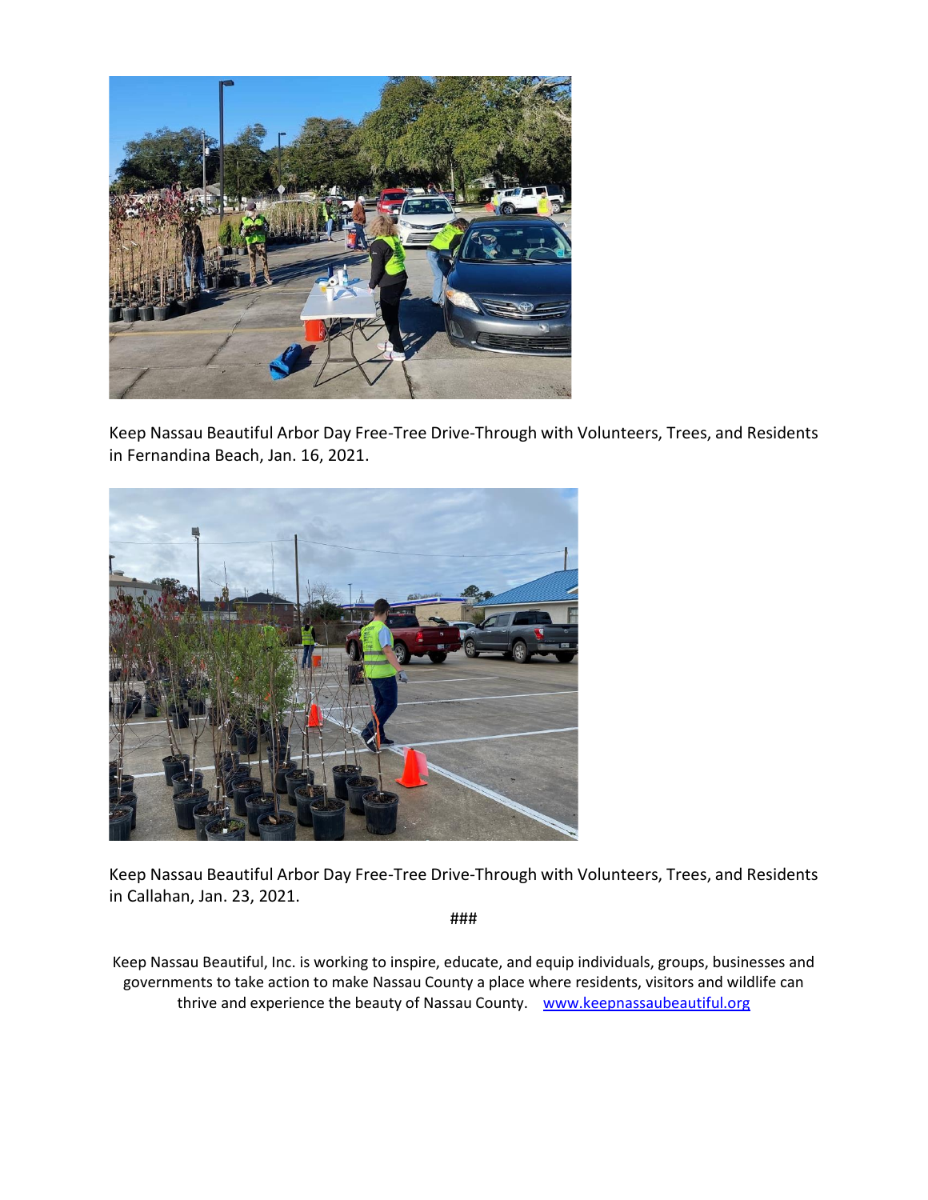Keep Nassau Beautiful Arbor Day Free-Tree Drive-Through with Volunteers, Trees, and Residents in Fernandina Beach, Jan. 16, 2021.

Keep Nassau Beautiful Arbor Day Free-Tree Drive-Through with Volunteers, Trees, and Residents in Callahan, Jan. 23, 2021.

###

Keep Nassau Beautiful, Inc. is working to inspire, educate, and equip individuals, groups, businesses and governments to take action to make Nassau County a place where residents, visitors and wildlife can thrive and experience the beauty of Nassau County. [www.keepnassaubeautiful.org](http://www.keepnassaubeautiful.org)